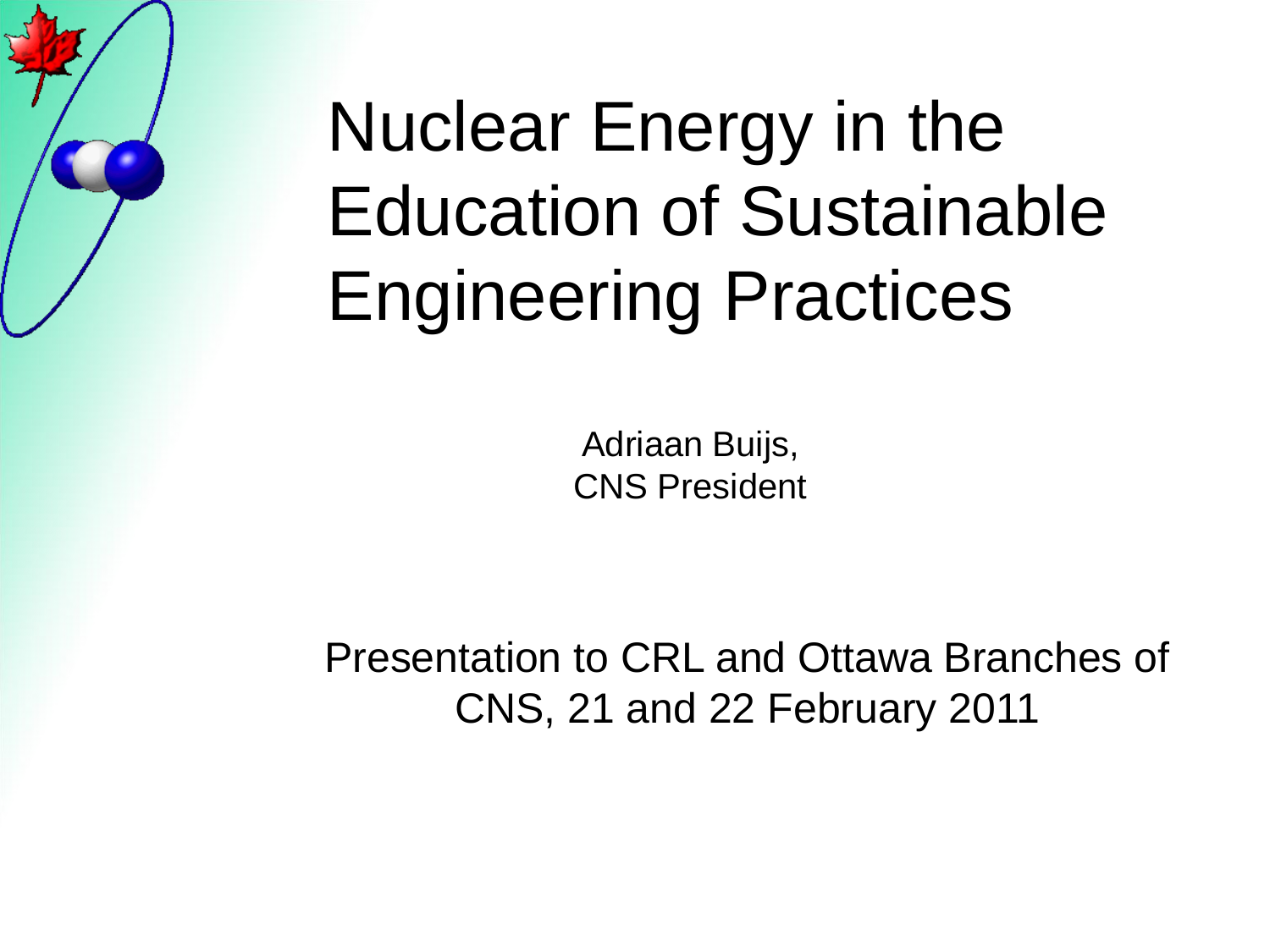# Nuclear Energy in the Education of Sustainable Engineering Practices

Adriaan Buijs,
CNS President

Presentation to CRL and Ottawa Branches of CNS, 21 and 22 February 2011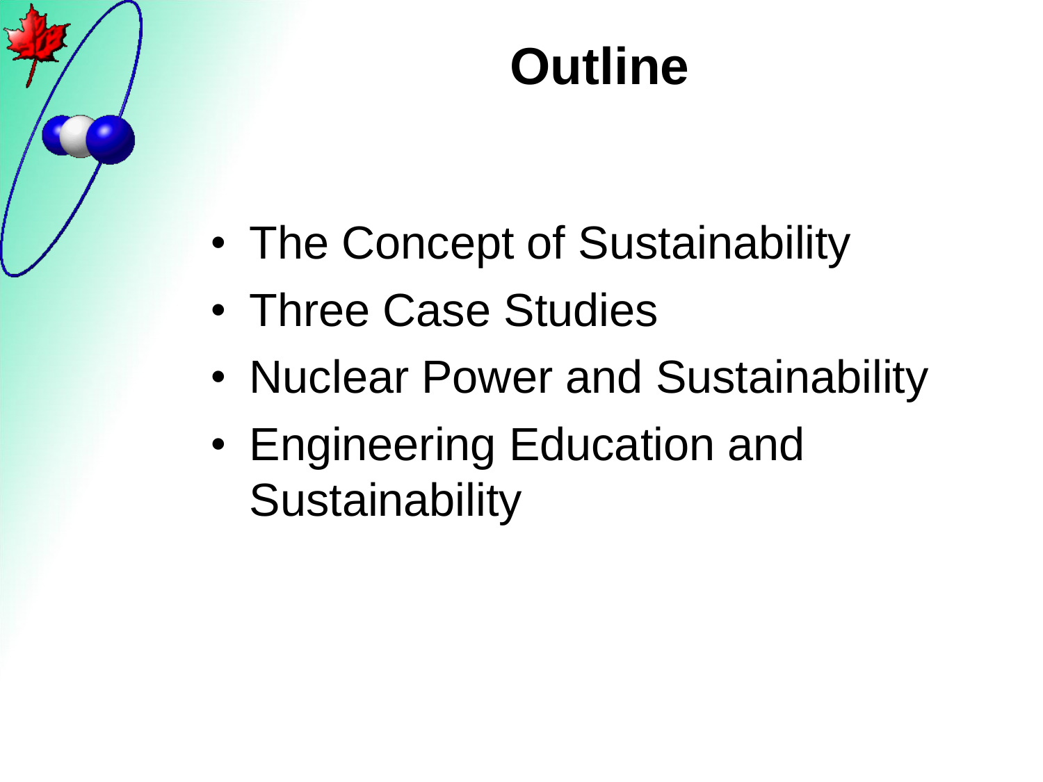# Outline

- The Concept of Sustainability
- Three Case Studies
- Nuclear Power and Sustainability
- Engineering Education and Sustainability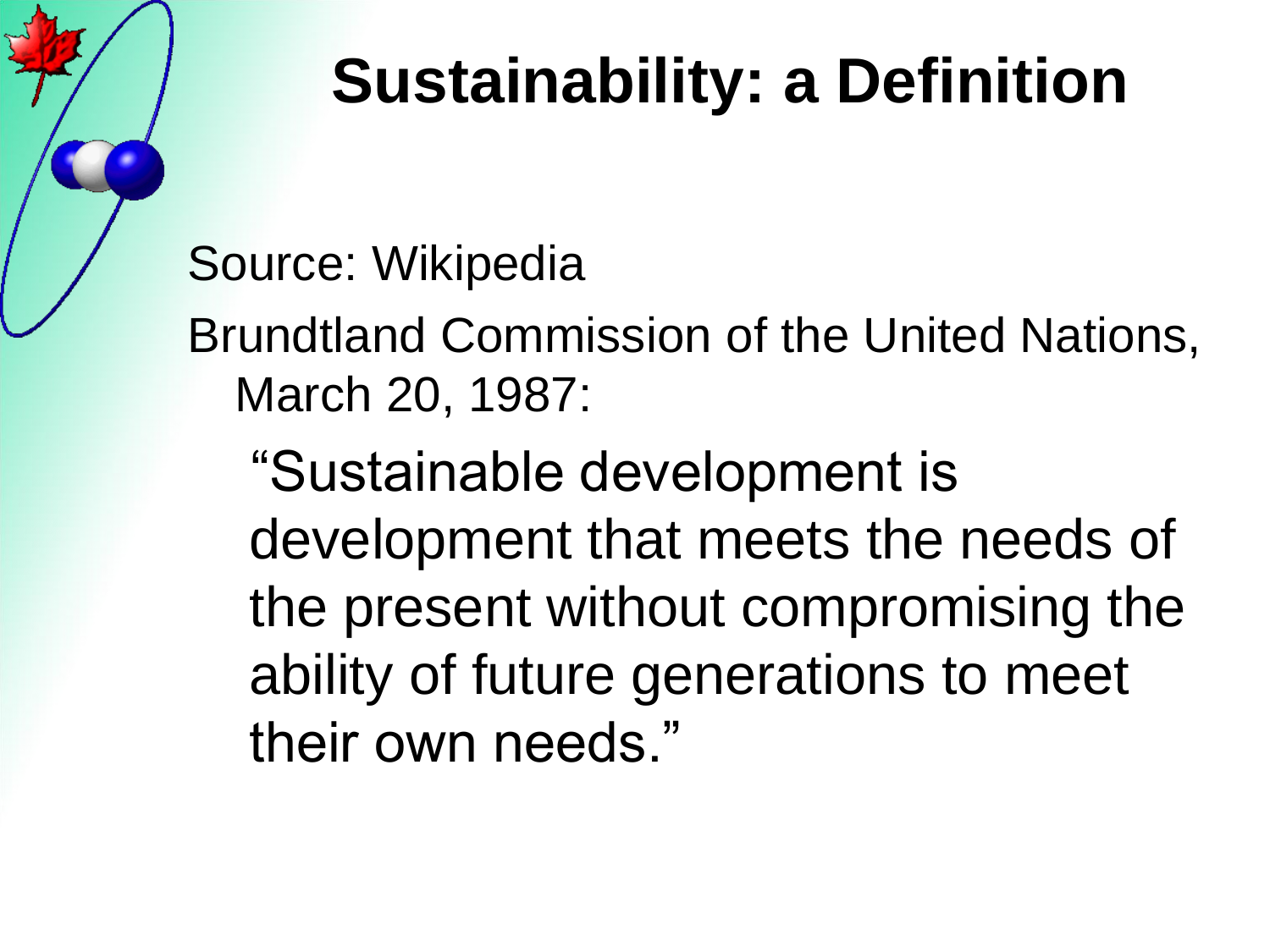# Sustainability: a Definition

Source: Wikipedia

Brundtland Commission of the United Nations, March 20, 1987:

> "Sustainable development is development that meets the needs of the present without compromising the ability of future generations to meet their own needs."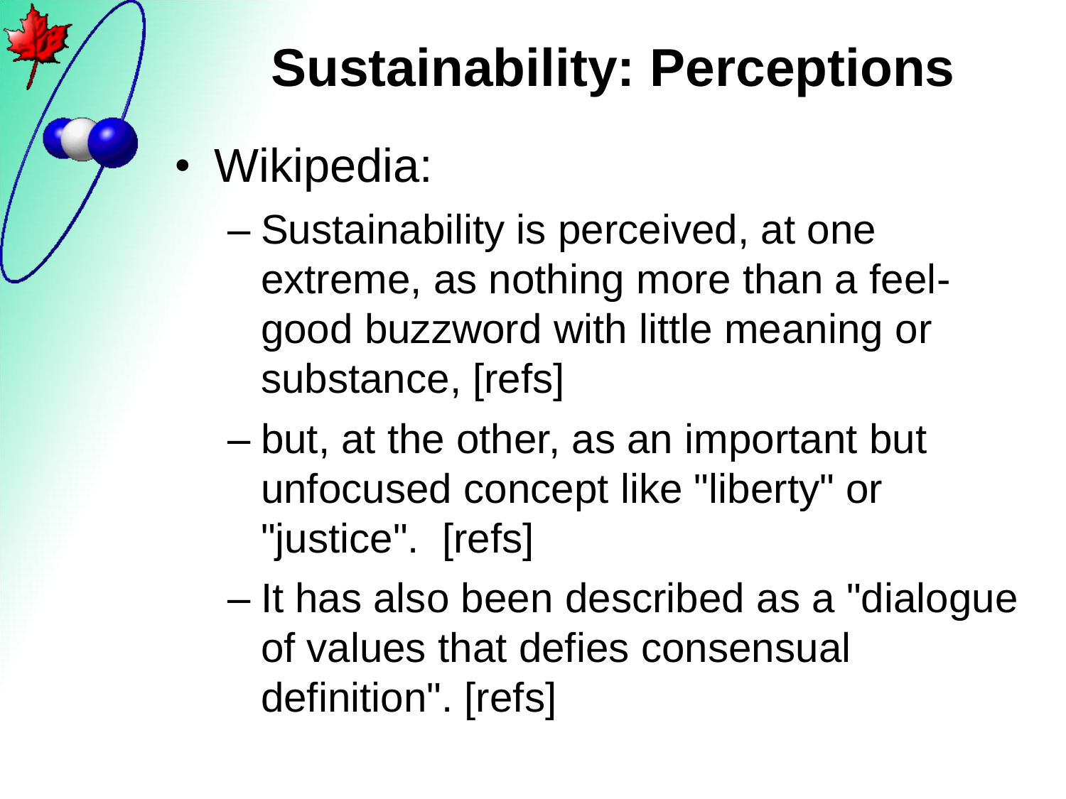# Sustainability: Perceptions

- Wikipedia:
  - Sustainability is perceived, at one extreme, as nothing more than a feel-good buzzword with little meaning or substance, [refs]
  - but, at the other, as an important but unfocused concept like "liberty" or "justice". [refs]
  - It has also been described as a "dialogue of values that defies consensual definition". [refs]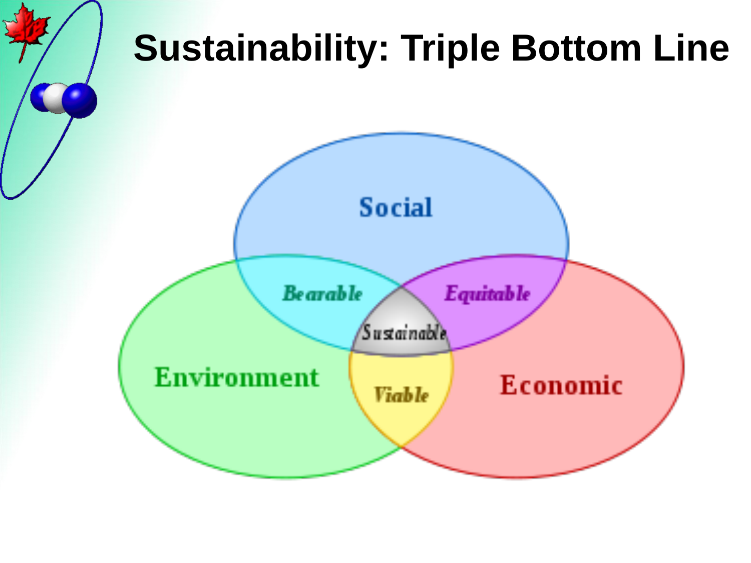# Sustainability: Triple Bottom Line

Social

Environment

Economic

*Bearable*

*Equitable*

*Viable*

*Sustainable*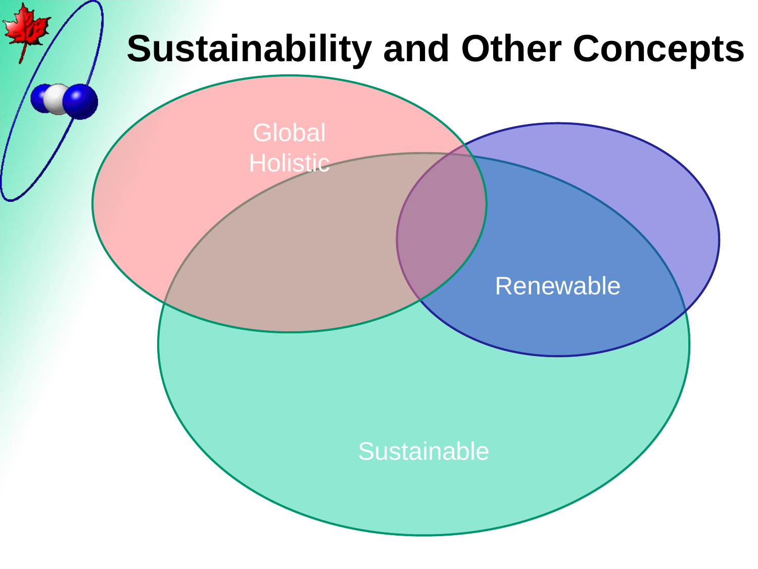# Sustainability and Other Concepts

Global
Holistic

Renewable

Sustainable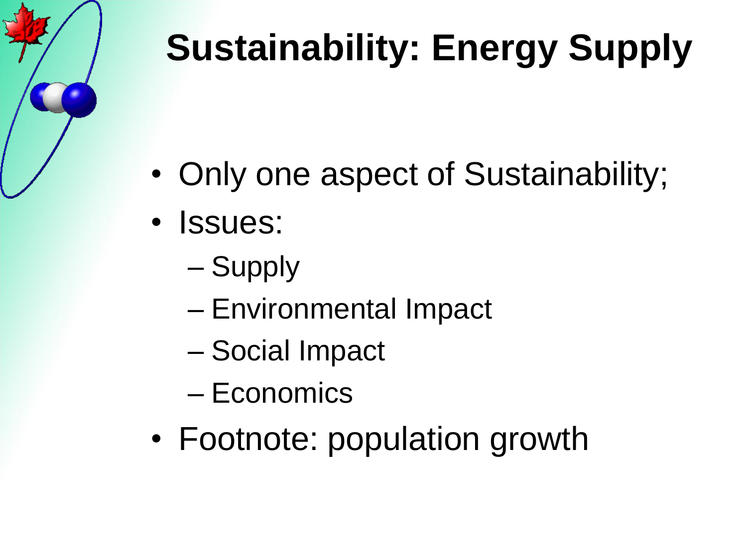# Sustainability: Energy Supply

- Only one aspect of Sustainability;
- Issues:
  - Supply
  - Environmental Impact
  - Social Impact
  - Economics
- Footnote: population growth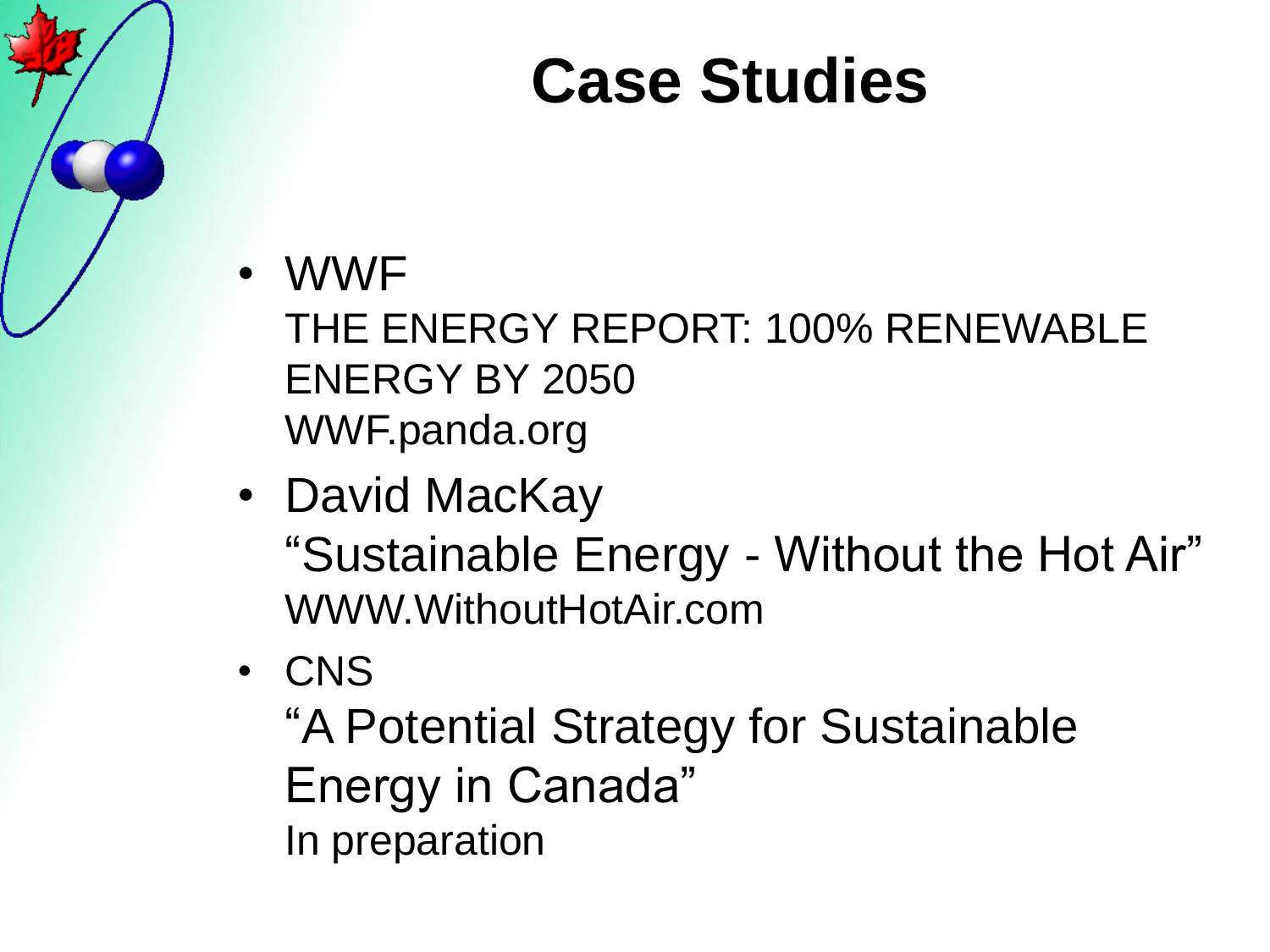# Case Studies

- WWF
  THE ENERGY REPORT: 100% RENEWABLE ENERGY BY 2050
  WWF.panda.org
- David MacKay
  "Sustainable Energy - Without the Hot Air"
  WWW.WithoutHotAir.com
- CNS
  "A Potential Strategy for Sustainable Energy in Canada"
  In preparation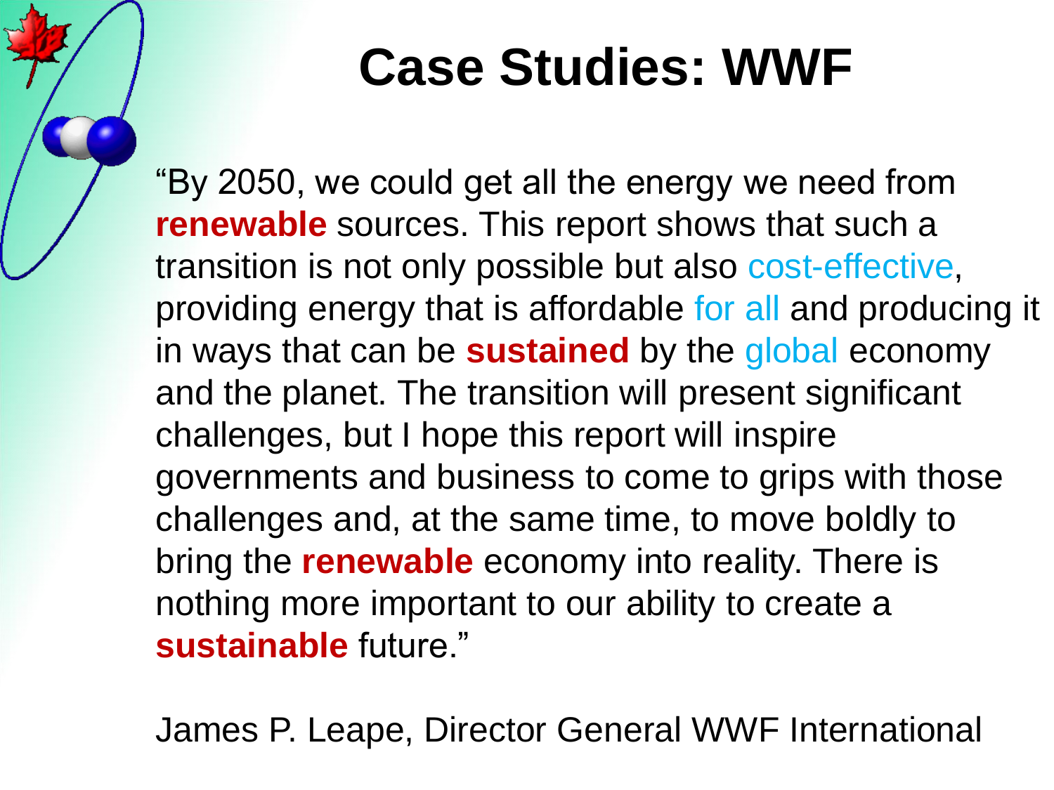# Case Studies: WWF

"By 2050, we could get all the energy we need from **renewable** sources. This report shows that such a transition is not only possible but also cost-effective, providing energy that is affordable for all and producing it in ways that can be **sustained** by the global economy and the planet. The transition will present significant challenges, but I hope this report will inspire governments and business to come to grips with those challenges and, at the same time, to move boldly to bring the **renewable** economy into reality. There is nothing more important to our ability to create a **sustainable** future."

James P. Leape, Director General WWF International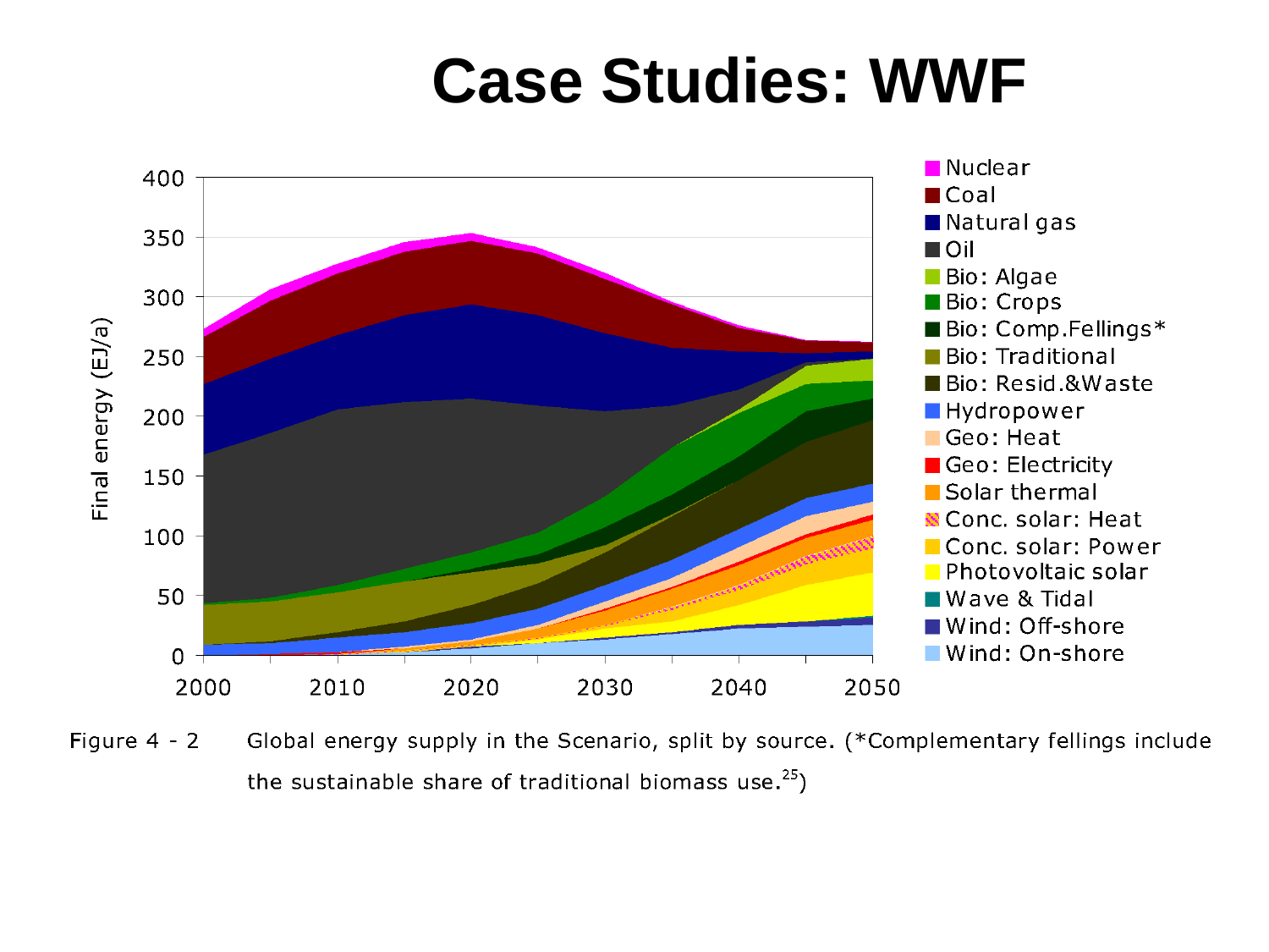# Case Studies: WWF

Figure 4 - 2 Global energy supply in the Scenario, split by source. (*Complementary fellings include the sustainable share of traditional biomass use.[25])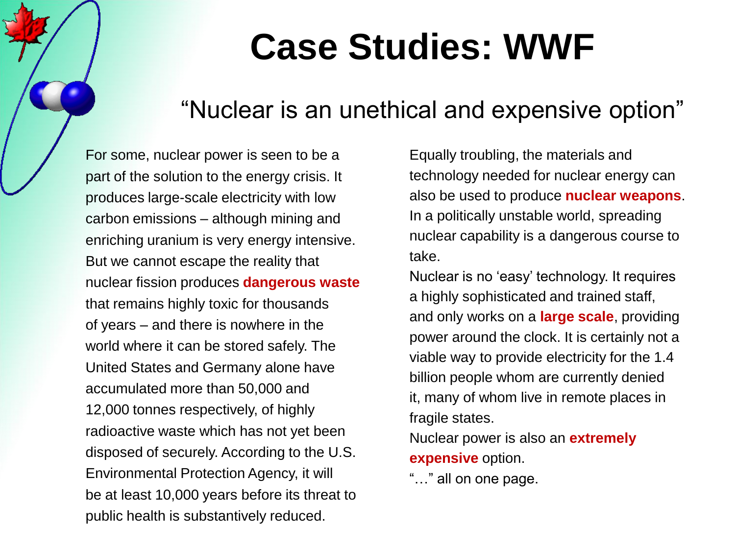# Case Studies: WWF

## "Nuclear is an unethical and expensive option"

For some, nuclear power is seen to be a part of the solution to the energy crisis. It produces large-scale electricity with low carbon emissions – although mining and enriching uranium is very energy intensive. But we cannot escape the reality that nuclear fission produces **dangerous waste** that remains highly toxic for thousands of years – and there is nowhere in the world where it can be stored safely. The United States and Germany alone have accumulated more than 50,000 and 12,000 tonnes respectively, of highly radioactive waste which has not yet been disposed of securely. According to the U.S. Environmental Protection Agency, it will be at least 10,000 years before its threat to public health is substantively reduced.

Equally troubling, the materials and technology needed for nuclear energy can also be used to produce **nuclear weapons**. In a politically unstable world, spreading nuclear capability is a dangerous course to take.

Nuclear is no 'easy' technology. It requires a highly sophisticated and trained staff, and only works on a **large scale**, providing power around the clock. It is certainly not a viable way to provide electricity for the 1.4 billion people whom are currently denied it, many of whom live in remote places in fragile states.

Nuclear power is also an **extremely expensive** option.

"…" all on one page.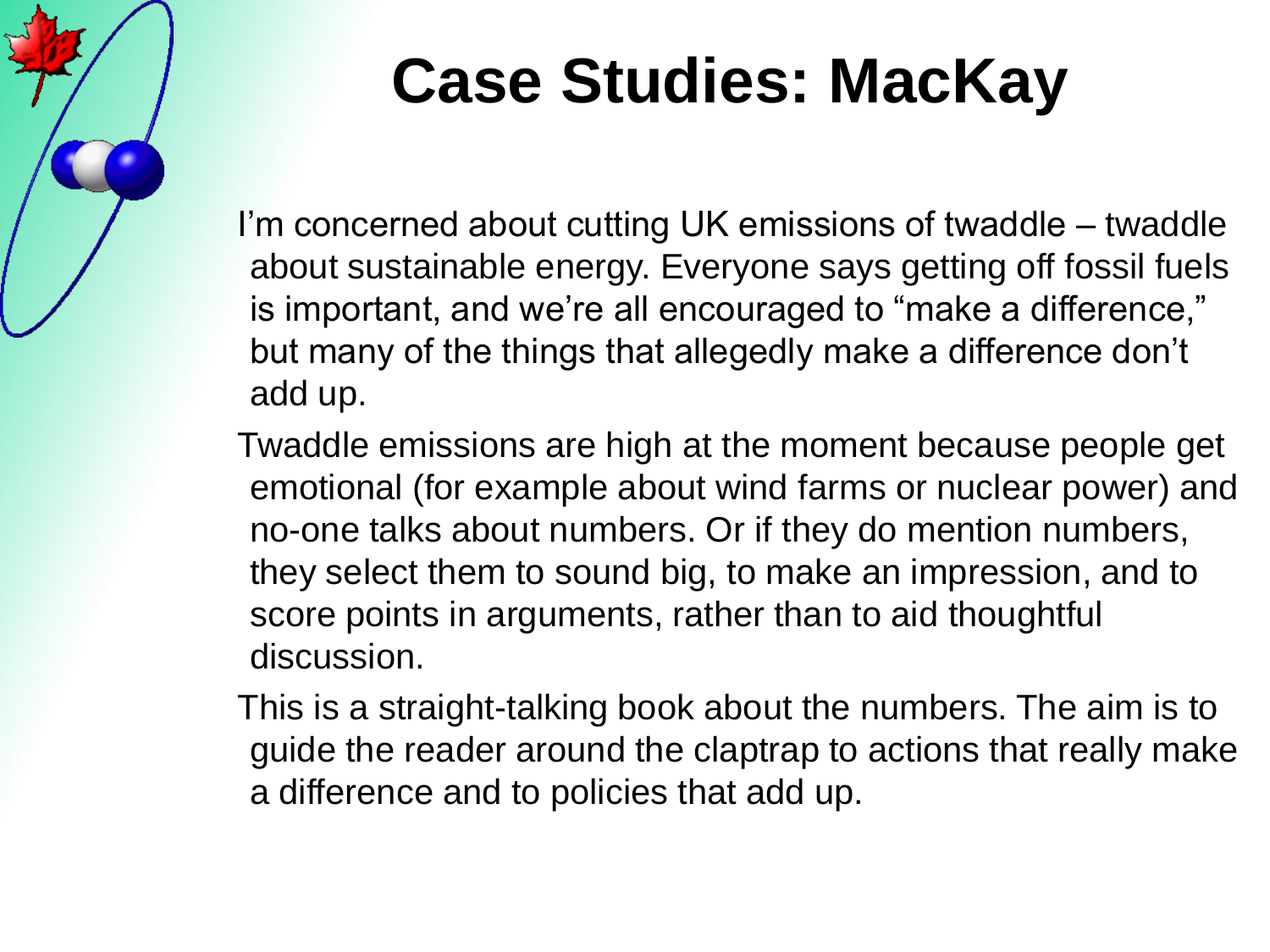# Case Studies: MacKay

I'm concerned about cutting UK emissions of twaddle – twaddle about sustainable energy. Everyone says getting off fossil fuels is important, and we're all encouraged to "make a difference," but many of the things that allegedly make a difference don't add up.

Twaddle emissions are high at the moment because people get emotional (for example about wind farms or nuclear power) and no-one talks about numbers. Or if they do mention numbers, they select them to sound big, to make an impression, and to score points in arguments, rather than to aid thoughtful discussion.

This is a straight-talking book about the numbers. The aim is to guide the reader around the claptrap to actions that really make a difference and to policies that add up.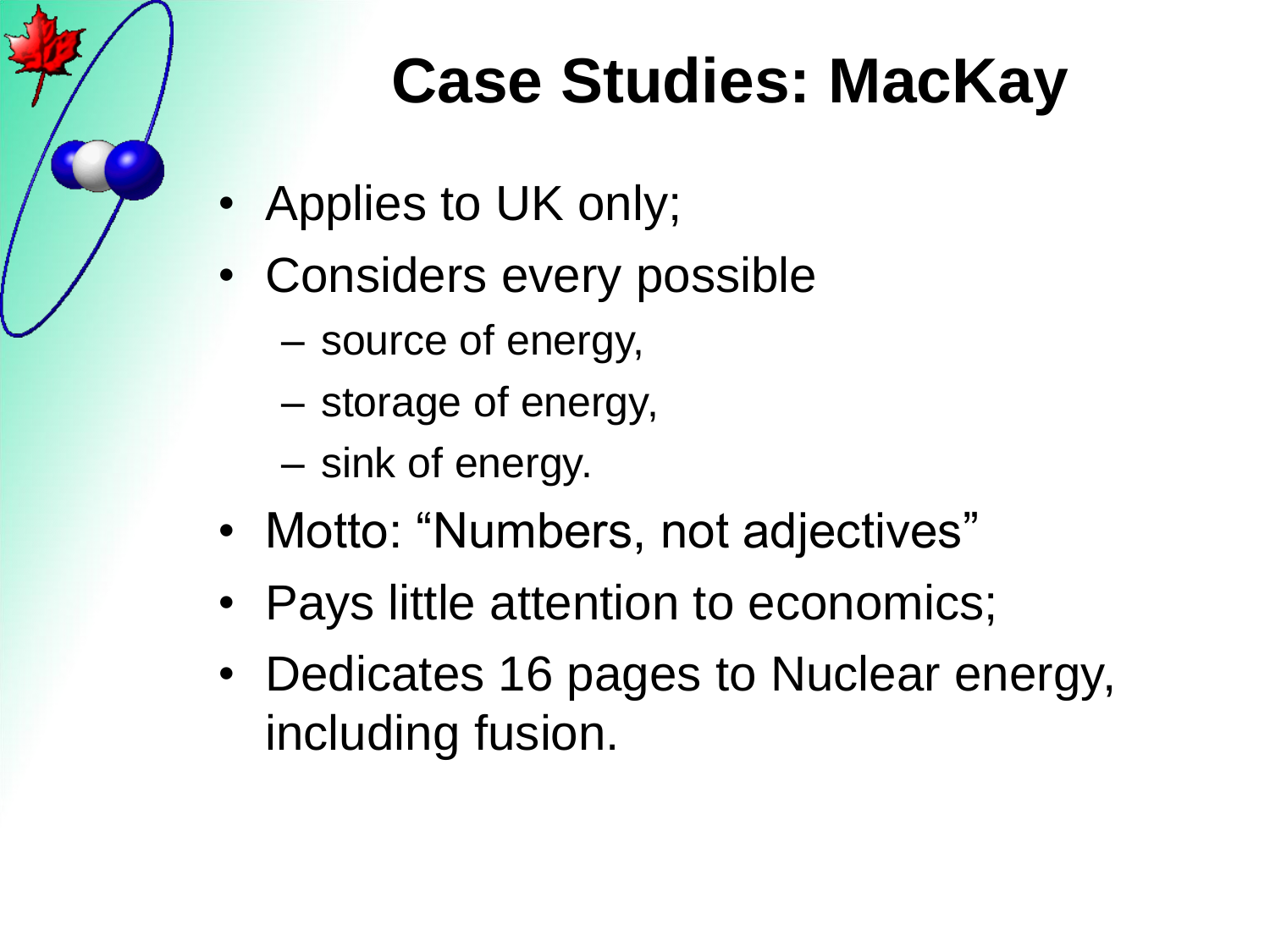# Case Studies: MacKay

- Applies to UK only;
- Considers every possible
  - source of energy,
  - storage of energy,
  - sink of energy.
- Motto: "Numbers, not adjectives"
- Pays little attention to economics;
- Dedicates 16 pages to Nuclear energy, including fusion.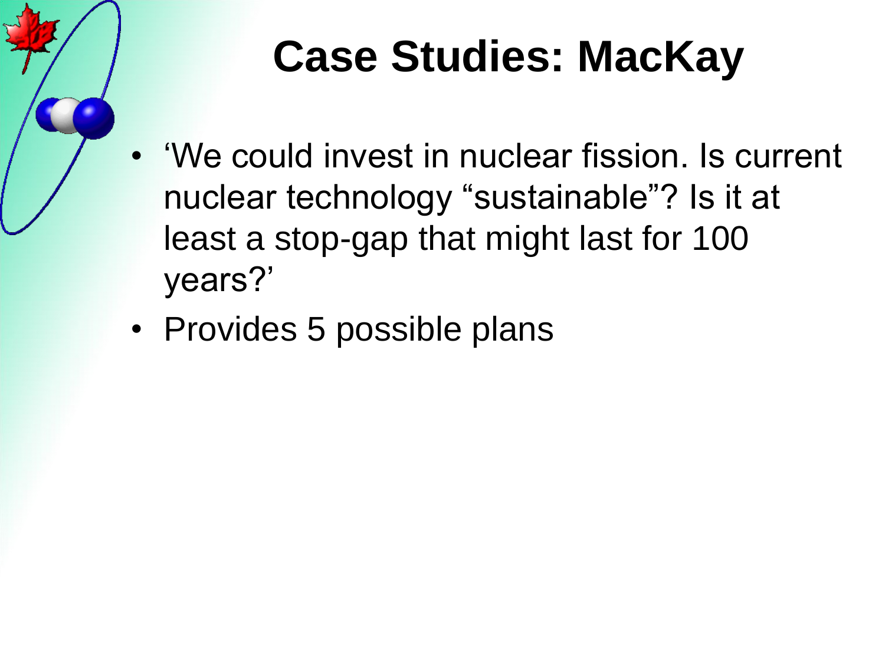# Case Studies: MacKay

- ‘We could invest in nuclear fission. Is current nuclear technology “sustainable”? Is it at least a stop-gap that might last for 100 years?’
- Provides 5 possible plans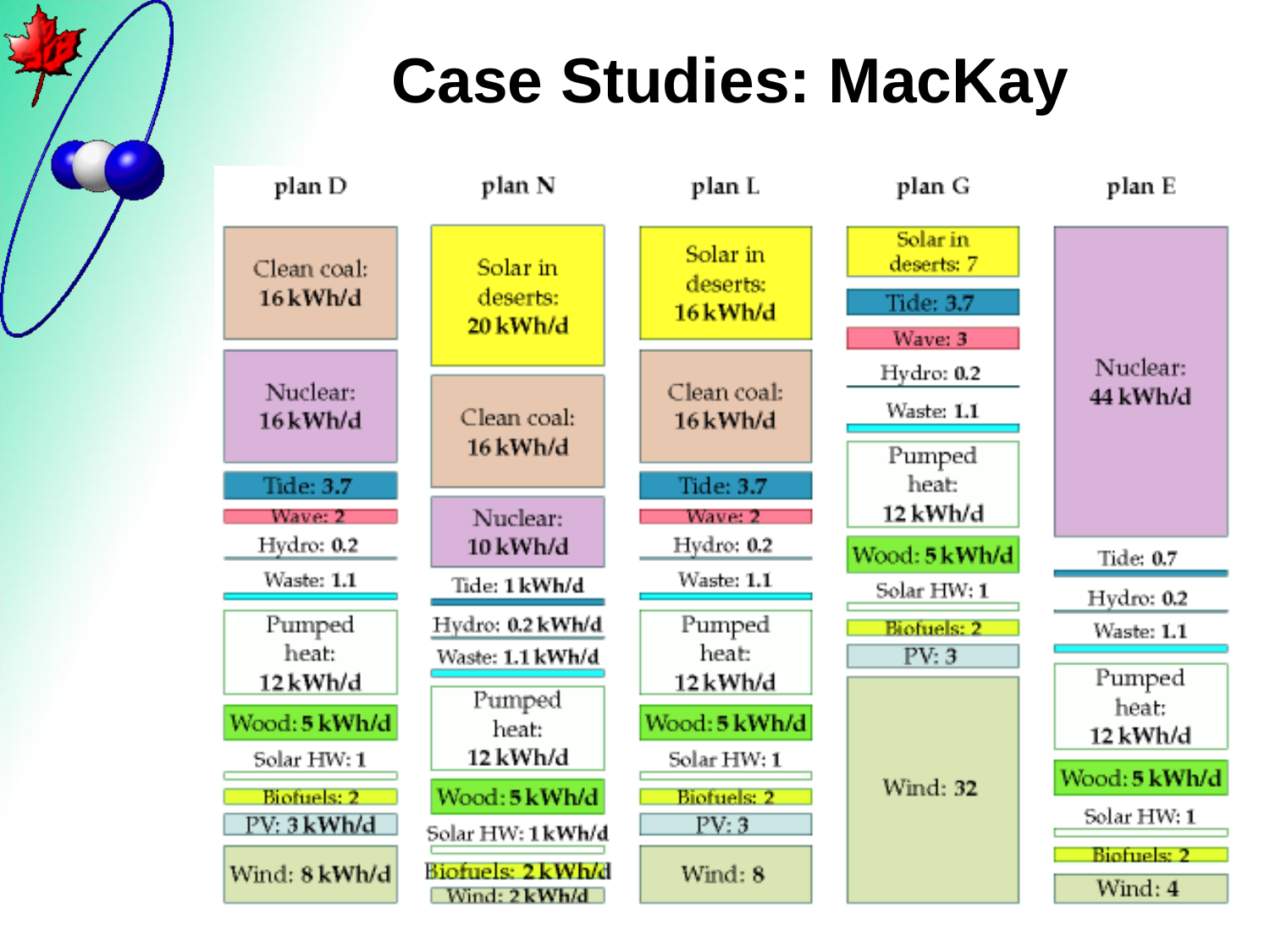# Case Studies: MacKay

| plan D | plan N | plan L | plan G | plan E |
|---|---|---|---|---|
| Clean coal: 16 kWh/d | Solar in deserts: 20 kWh/d | Solar in deserts: 16 kWh/d | Solar in deserts: 7 | Nuclear: 44 kWh/d |
| Nuclear: 16 kWh/d | Clean coal: 16 kWh/d | Clean coal: 16 kWh/d | Tide: 3.7 | Tide: 0.7 |
| Tide: 3.7 | Nuclear: 10 kWh/d | Tide: 3.7 | Wave: 3 | Hydro: 0.2 |
| Wave: 2 | Tide: 1 kWh/d | Wave: 2 | Hydro: 0.2 | Waste: 1.1 |
| Hydro: 0.2 | Hydro: 0.2 kWh/d | Hydro: 0.2 | Waste: 1.1 | Pumped heat: 12 kWh/d |
| Waste: 1.1 | Waste: 1.1 kWh/d | Waste: 1.1 | Pumped heat: 12 kWh/d | Wood: 5 kWh/d |
| Pumped heat: 12 kWh/d | Pumped heat: 12 kWh/d | Pumped heat: 12 kWh/d | Wood: 5 kWh/d | Solar HW: 1 |
| Wood: 5 kWh/d | Wood: 5 kWh/d | Wood: 5 kWh/d | Solar HW: 1 | Biofuels: 2 |
| Solar HW: 1 | Solar HW: 1 kWh/d | Solar HW: 1 | Biofuels: 2 | Wind: 4 |
| Biofuels: 2 | Biofuels: 2 kWh/d | Biofuels: 2 | PV: 3 | |
| PV: 3 kWh/d | Wind: 2 kWh/d | PV: 3 | Wind: 32 | |
| Wind: 8 kWh/d | | Wind: 8 | | |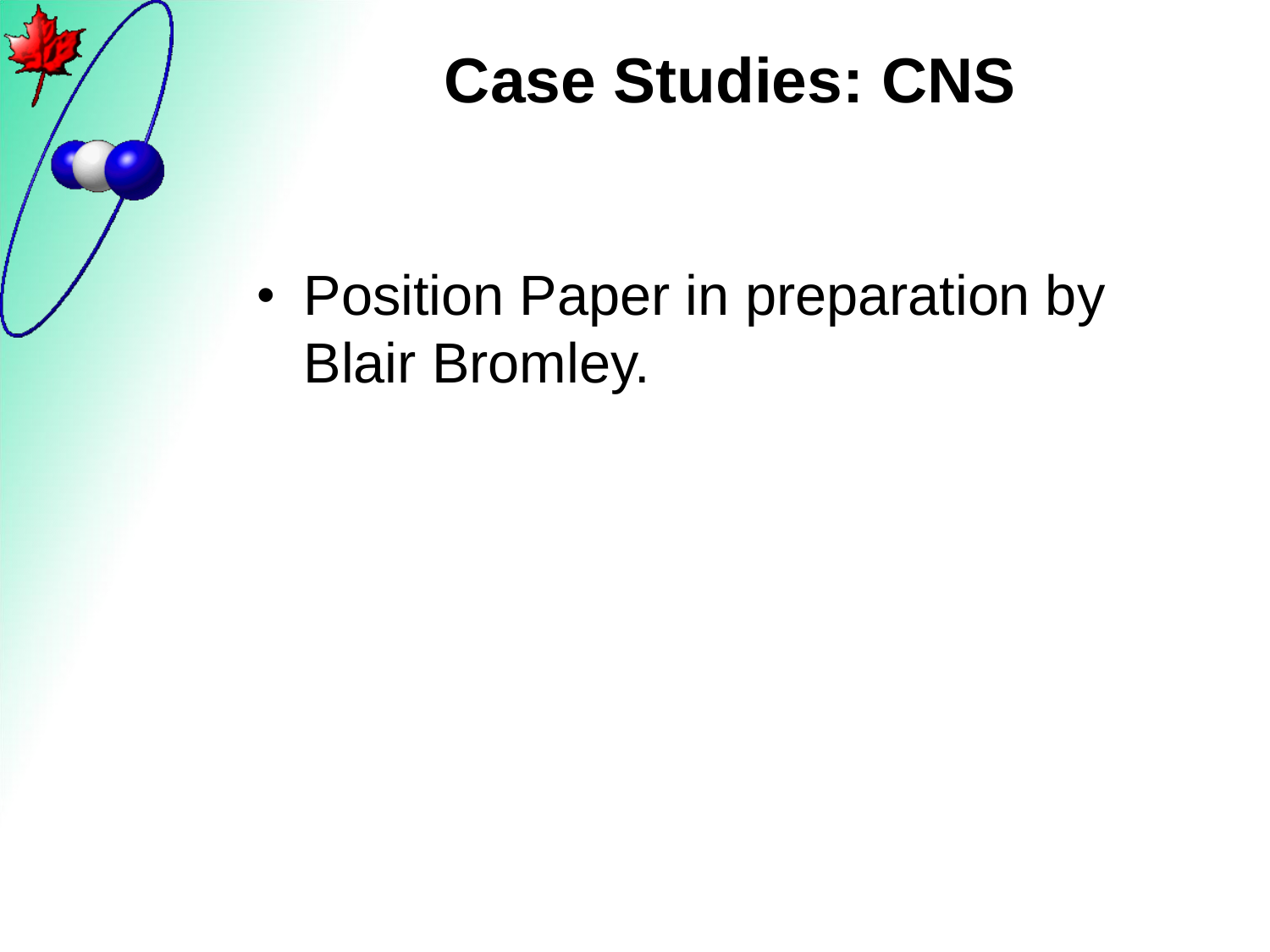# Case Studies: CNS

- Position Paper in preparation by Blair Bromley.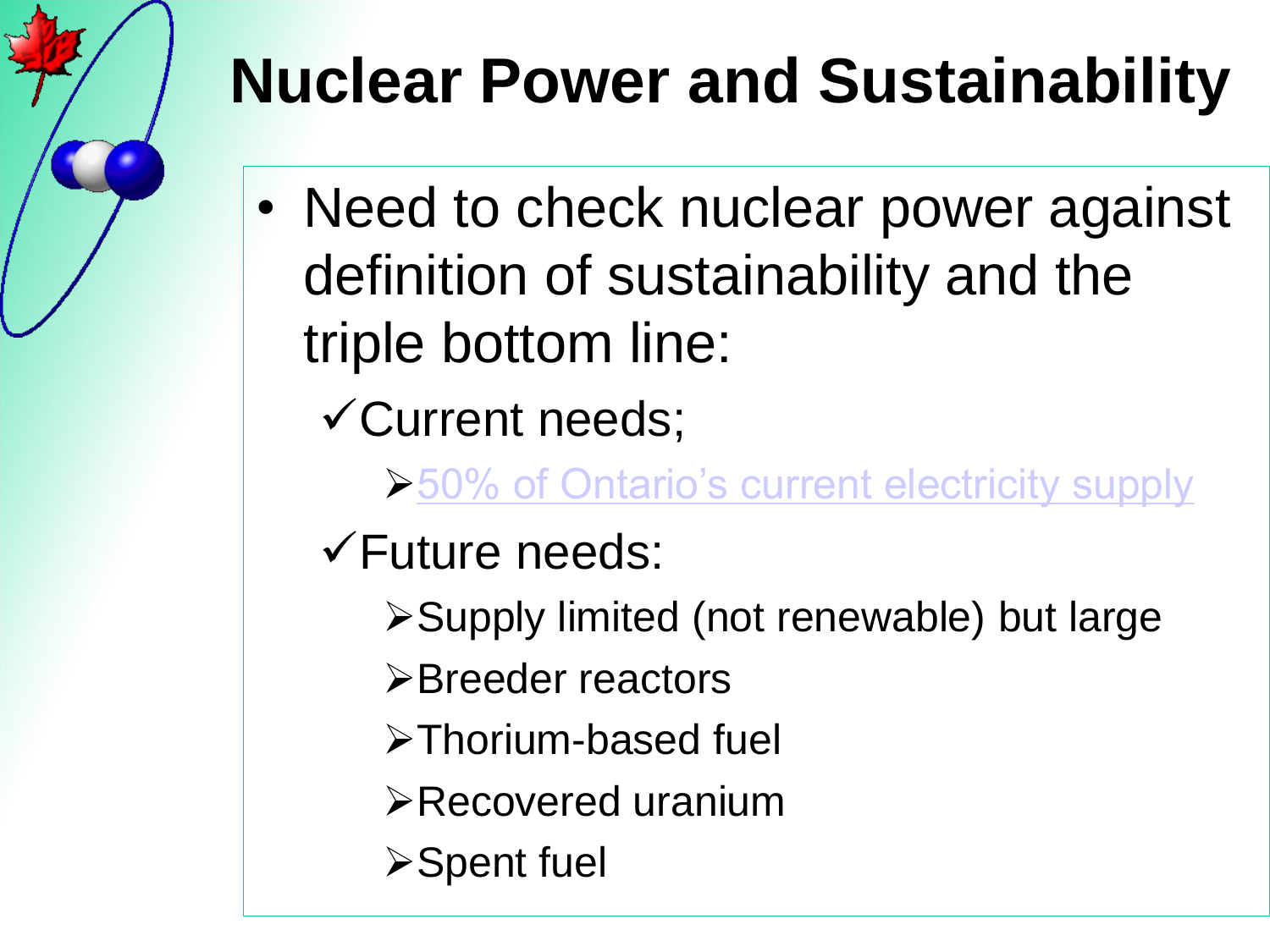# Nuclear Power and Sustainability

- Need to check nuclear power against definition of sustainability and the triple bottom line:
  - ✓Current needs;
    - 50% of Ontario's current electricity supply
  - ✓Future needs:
    - Supply limited (not renewable) but large
    - Breeder reactors
    - Thorium-based fuel
    - Recovered uranium
    - Spent fuel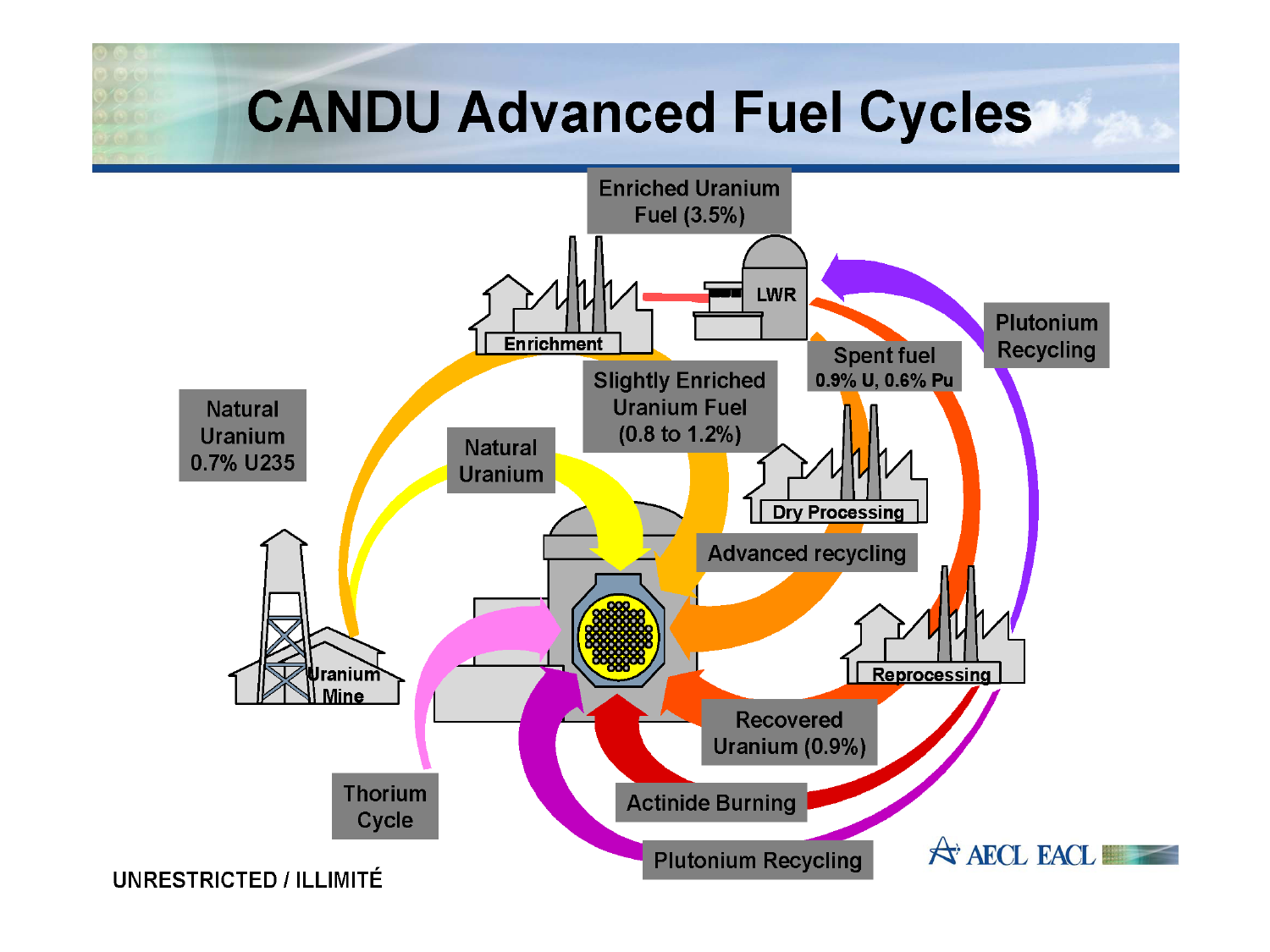# CANDU Advanced Fuel Cycles

Enriched Uranium Fuel (3.5%)

Enrichment

LWR

Plutonium Recycling

Spent fuel 0.9% U, 0.6% Pu

Slightly Enriched Uranium Fuel (0.8 to 1.2%)

Natural Uranium 0.7% U235

Natural Uranium

Dry Processing

Advanced recycling

Uranium Mine

Reprocessing

Recovered Uranium (0.9%)

Thorium Cycle

Actinide Burning

Plutonium Recycling

UNRESTRICTED / ILLIMITÉ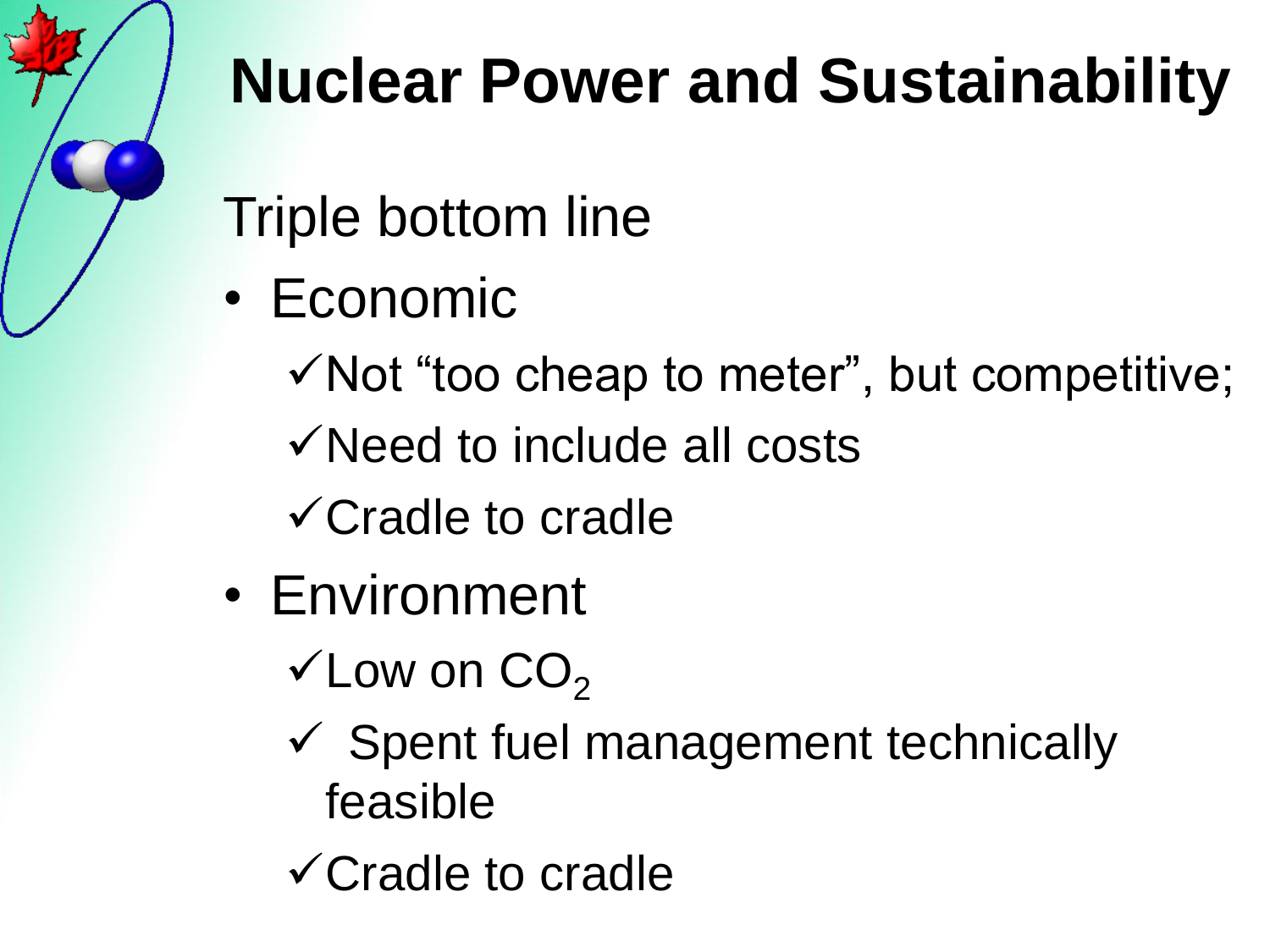# Nuclear Power and Sustainability

Triple bottom line

- Economic
  - ✓Not "too cheap to meter", but competitive;
  - ✓Need to include all costs
  - ✓Cradle to cradle
- Environment
  - ✓Low on $CO_2$
  - ✓ Spent fuel management technically feasible
  - ✓Cradle to cradle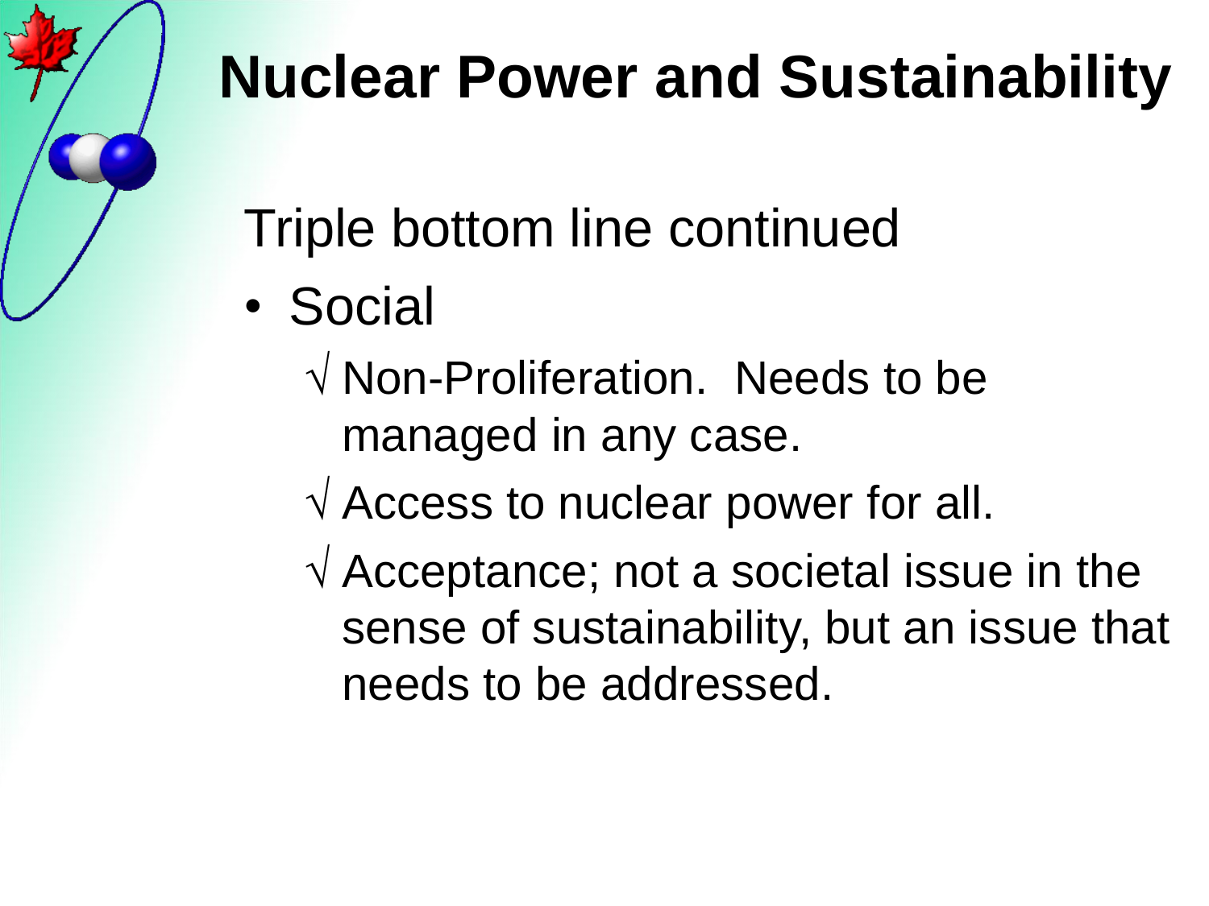# Nuclear Power and Sustainability

Triple bottom line continued

- Social
  - √ Non-Proliferation. Needs to be managed in any case.
  - √ Access to nuclear power for all.
  - √ Acceptance; not a societal issue in the sense of sustainability, but an issue that needs to be addressed.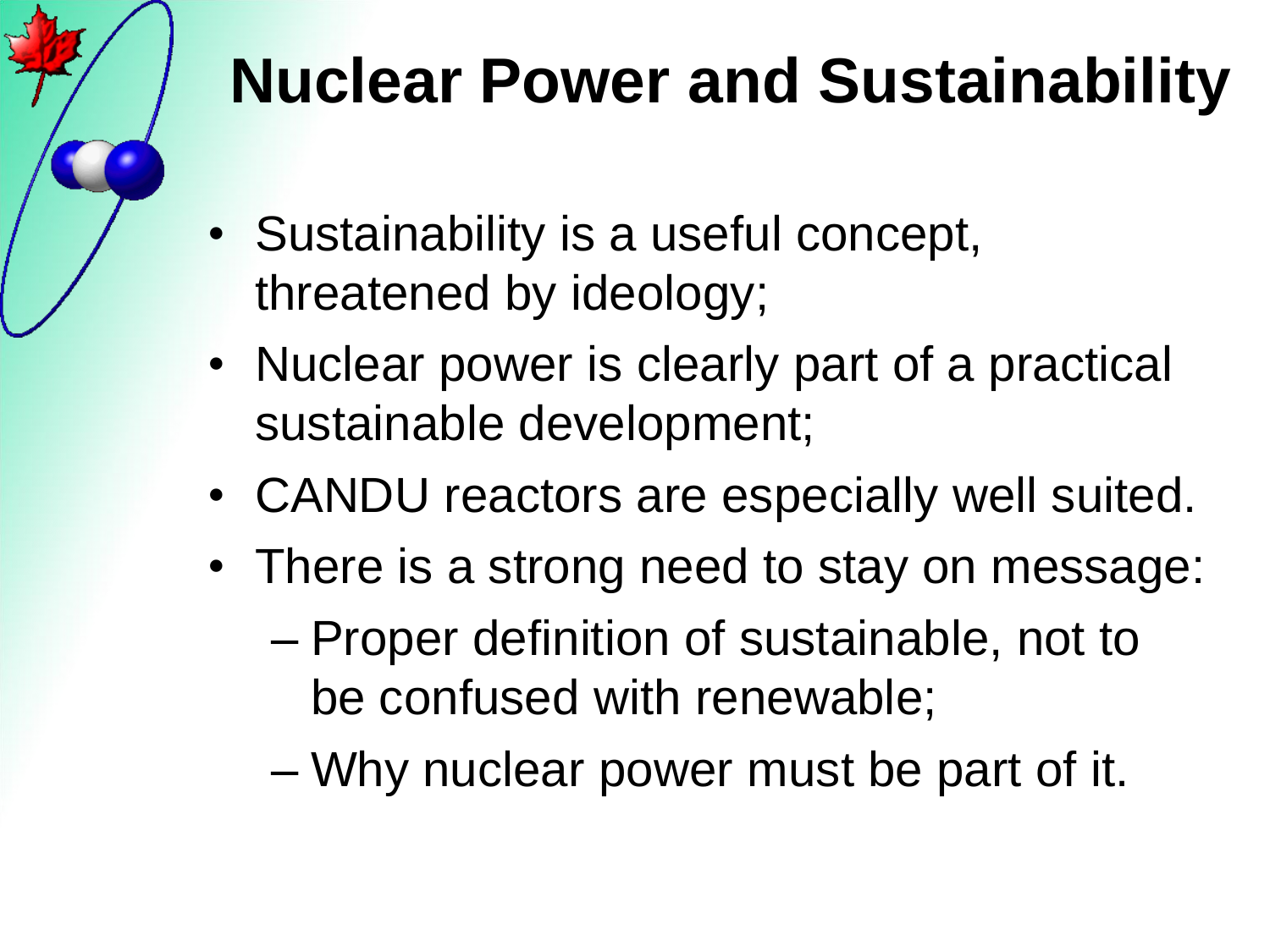# Nuclear Power and Sustainability

- Sustainability is a useful concept, threatened by ideology;
- Nuclear power is clearly part of a practical sustainable development;
- CANDU reactors are especially well suited.
- There is a strong need to stay on message:
  - Proper definition of sustainable, not to be confused with renewable;
  - Why nuclear power must be part of it.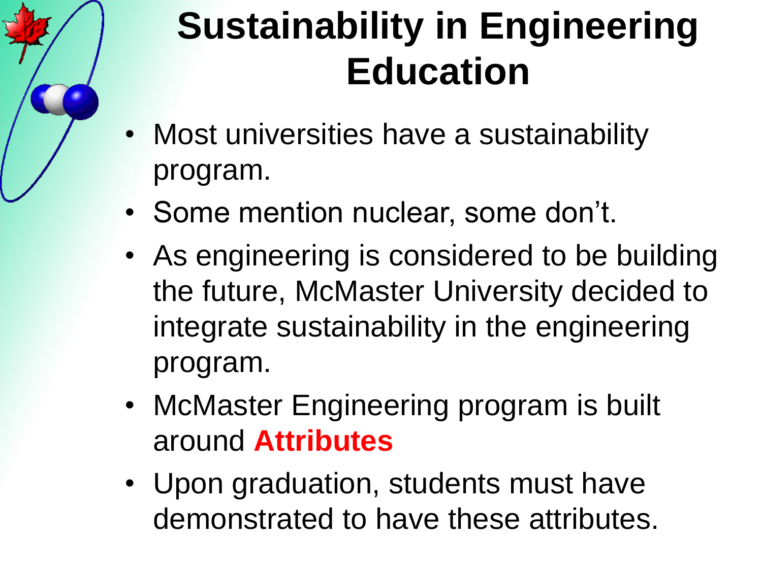# Sustainability in Engineering Education

- Most universities have a sustainability program.
- Some mention nuclear, some don't.
- As engineering is considered to be building the future, McMaster University decided to integrate sustainability in the engineering program.
- McMaster Engineering program is built around **Attributes**
- Upon graduation, students must have demonstrated to have these attributes.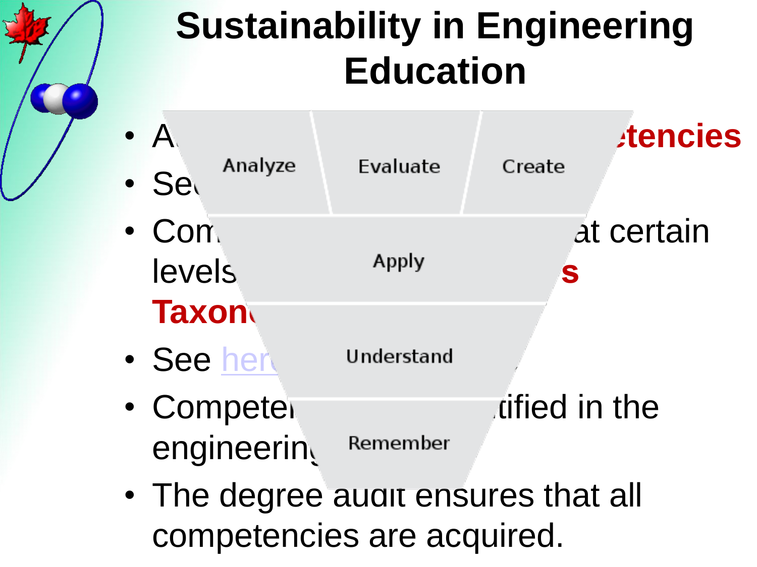# Sustainability in Engineering Education

- A... ...tencies
- Se...
- Com... ...at certain levels ...s Taxon...
- See her...
- Competen... ...tified in the engineering...
- The degree audit ensures that all competencies are acquired.

Analyze | Evaluate | Create

Apply

Understand

Remember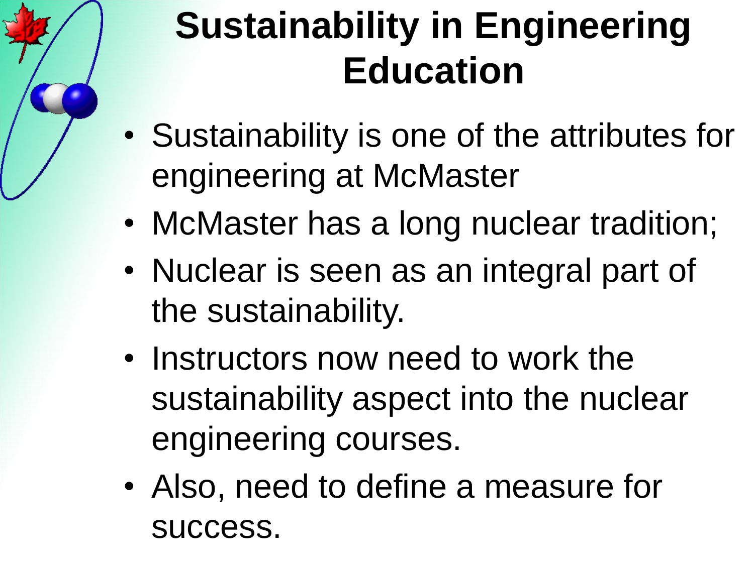# Sustainability in Engineering Education

- Sustainability is one of the attributes for engineering at McMaster
- McMaster has a long nuclear tradition;
- Nuclear is seen as an integral part of the sustainability.
- Instructors now need to work the sustainability aspect into the nuclear engineering courses.
- Also, need to define a measure for success.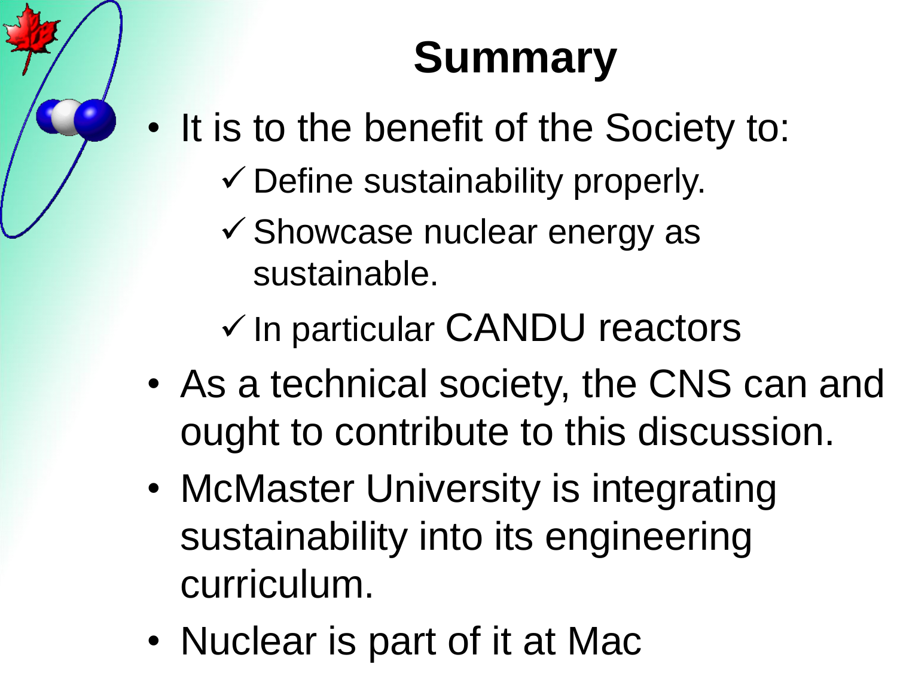# Summary

- It is to the benefit of the Society to:
  - ✓ Define sustainability properly.
  - ✓ Showcase nuclear energy as sustainable.
  - ✓ In particular CANDU reactors
- As a technical society, the CNS can and ought to contribute to this discussion.
- McMaster University is integrating sustainability into its engineering curriculum.
- Nuclear is part of it at Mac